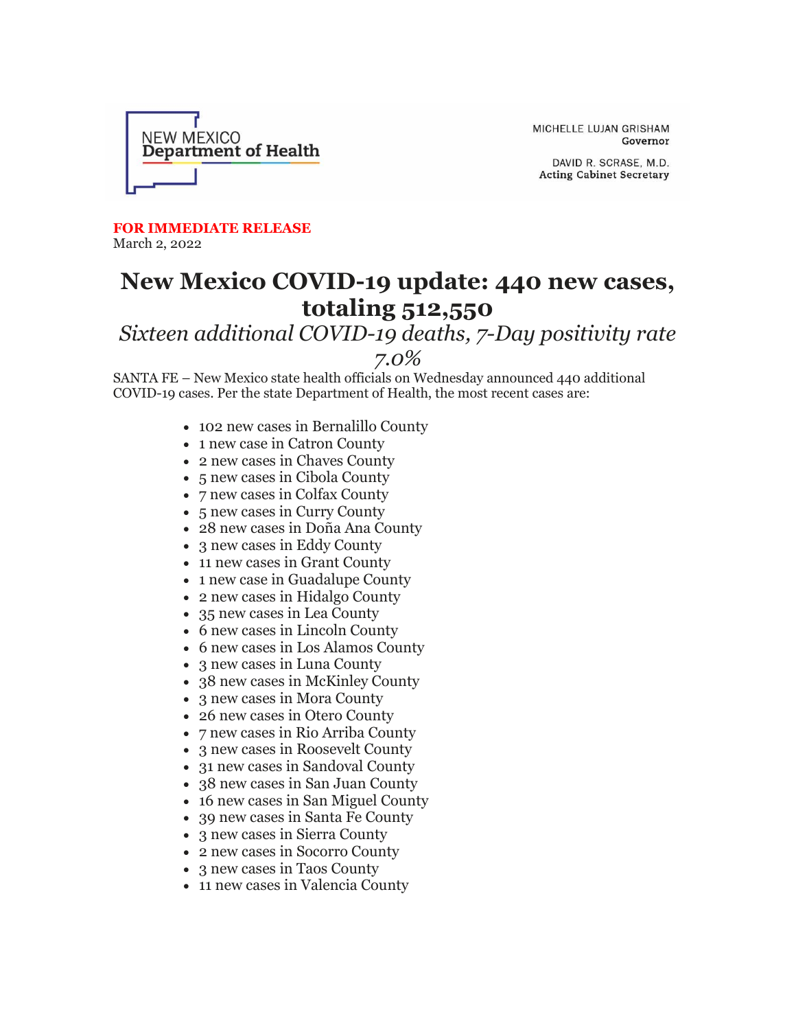NEW MEXICO
**Department of Health**

MICHELLE LUJAN GRISHAM
**Governor**

DAVID R. SCRASE, M.D.
**Acting Cabinet Secretary**

**FOR IMMEDIATE RELEASE**
March 2, 2022

# New Mexico COVID-19 update: 440 new cases, totaling 512,550

## *Sixteen additional COVID-19 deaths, 7-Day positivity rate 7.0%*

SANTA FE – New Mexico state health officials on Wednesday announced 440 additional COVID-19 cases. Per the state Department of Health, the most recent cases are:

- 102 new cases in Bernalillo County
- 1 new case in Catron County
- 2 new cases in Chaves County
- 5 new cases in Cibola County
- 7 new cases in Colfax County
- 5 new cases in Curry County
- 28 new cases in Doña Ana County
- 3 new cases in Eddy County
- 11 new cases in Grant County
- 1 new case in Guadalupe County
- 2 new cases in Hidalgo County
- 35 new cases in Lea County
- 6 new cases in Lincoln County
- 6 new cases in Los Alamos County
- 3 new cases in Luna County
- 38 new cases in McKinley County
- 3 new cases in Mora County
- 26 new cases in Otero County
- 7 new cases in Rio Arriba County
- 3 new cases in Roosevelt County
- 31 new cases in Sandoval County
- 38 new cases in San Juan County
- 16 new cases in San Miguel County
- 39 new cases in Santa Fe County
- 3 new cases in Sierra County
- 2 new cases in Socorro County
- 3 new cases in Taos County
- 11 new cases in Valencia County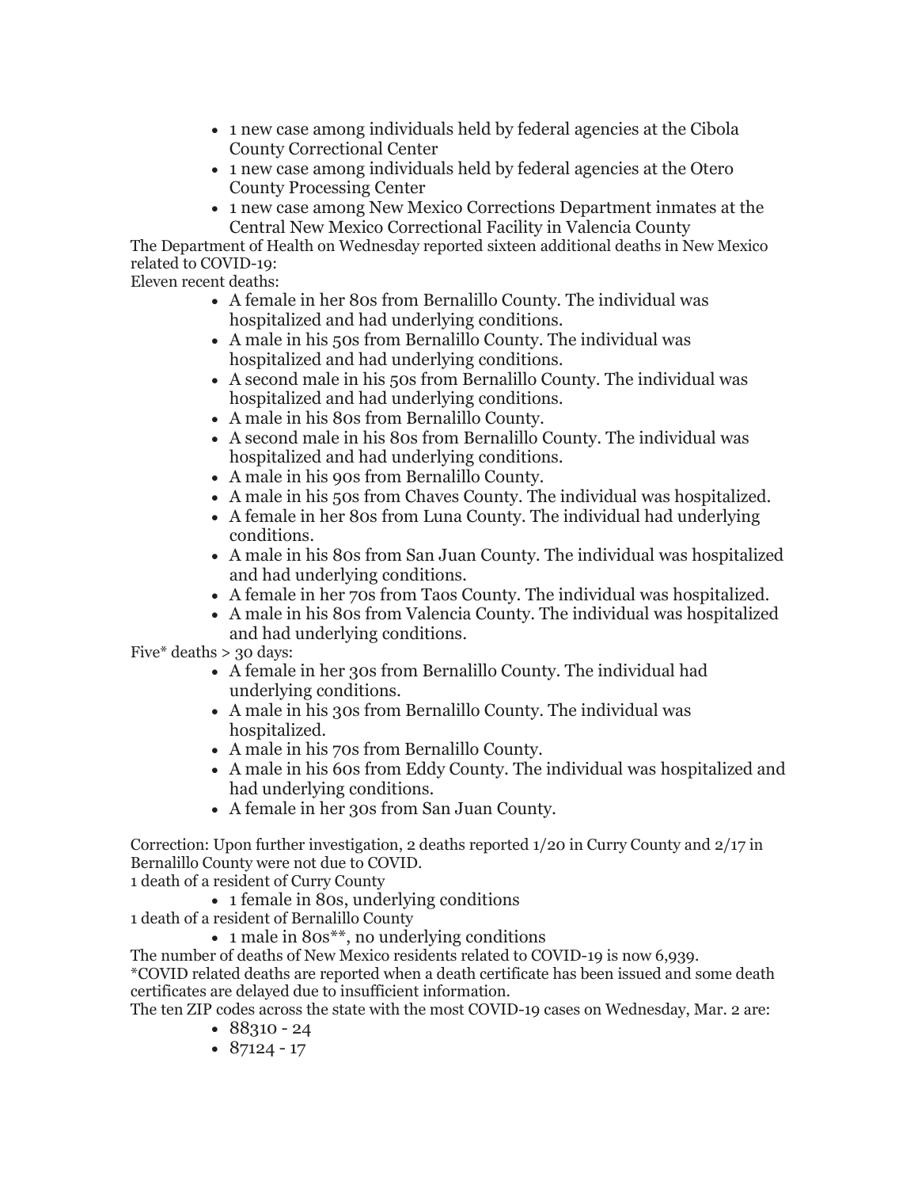- 1 new case among individuals held by federal agencies at the Cibola County Correctional Center
- 1 new case among individuals held by federal agencies at the Otero County Processing Center
- 1 new case among New Mexico Corrections Department inmates at the Central New Mexico Correctional Facility in Valencia County

The Department of Health on Wednesday reported sixteen additional deaths in New Mexico related to COVID-19:

Eleven recent deaths:

- A female in her 80s from Bernalillo County. The individual was hospitalized and had underlying conditions.
- A male in his 50s from Bernalillo County. The individual was hospitalized and had underlying conditions.
- A second male in his 50s from Bernalillo County. The individual was hospitalized and had underlying conditions.
- A male in his 80s from Bernalillo County.
- A second male in his 80s from Bernalillo County. The individual was hospitalized and had underlying conditions.
- A male in his 90s from Bernalillo County.
- A male in his 50s from Chaves County. The individual was hospitalized.
- A female in her 80s from Luna County. The individual had underlying conditions.
- A male in his 80s from San Juan County. The individual was hospitalized and had underlying conditions.
- A female in her 70s from Taos County. The individual was hospitalized.
- A male in his 80s from Valencia County. The individual was hospitalized and had underlying conditions.

Five* deaths > 30 days:

- A female in her 30s from Bernalillo County. The individual had underlying conditions.
- A male in his 30s from Bernalillo County. The individual was hospitalized.
- A male in his 70s from Bernalillo County.
- A male in his 60s from Eddy County. The individual was hospitalized and had underlying conditions.
- A female in her 30s from San Juan County.

Correction: Upon further investigation, 2 deaths reported 1/20 in Curry County and 2/17 in Bernalillo County were not due to COVID.

1 death of a resident of Curry County

- 1 female in 80s, underlying conditions

1 death of a resident of Bernalillo County

- 1 male in 80s**, no underlying conditions

The number of deaths of New Mexico residents related to COVID-19 is now 6,939.

*COVID related deaths are reported when a death certificate has been issued and some death certificates are delayed due to insufficient information.

The ten ZIP codes across the state with the most COVID-19 cases on Wednesday, Mar. 2 are:

- 88310 - 24
- 87124 - 17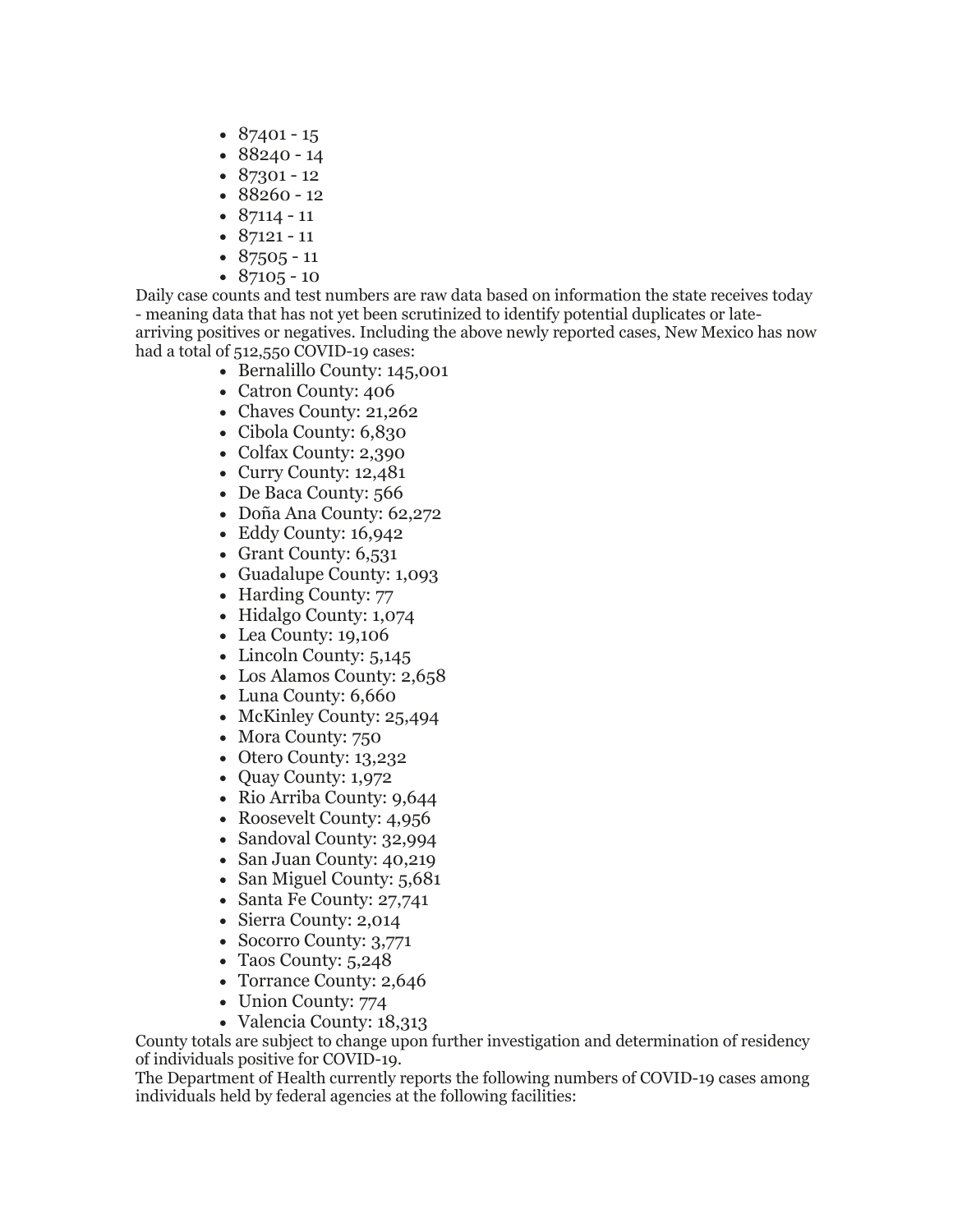- 87401 - 15
- 88240 - 14
- 87301 - 12
- 88260 - 12
- 87114 - 11
- 87121 - 11
- 87505 - 11
- 87105 - 10

Daily case counts and test numbers are raw data based on information the state receives today - meaning data that has not yet been scrutinized to identify potential duplicates or late-arriving positives or negatives. Including the above newly reported cases, New Mexico has now had a total of 512,550 COVID-19 cases:

- Bernalillo County: 145,001
- Catron County: 406
- Chaves County: 21,262
- Cibola County: 6,830
- Colfax County: 2,390
- Curry County: 12,481
- De Baca County: 566
- Doña Ana County: 62,272
- Eddy County: 16,942
- Grant County: 6,531
- Guadalupe County: 1,093
- Harding County: 77
- Hidalgo County: 1,074
- Lea County: 19,106
- Lincoln County: 5,145
- Los Alamos County: 2,658
- Luna County: 6,660
- McKinley County: 25,494
- Mora County: 750
- Otero County: 13,232
- Quay County: 1,972
- Rio Arriba County: 9,644
- Roosevelt County: 4,956
- Sandoval County: 32,994
- San Juan County: 40,219
- San Miguel County: 5,681
- Santa Fe County: 27,741
- Sierra County: 2,014
- Socorro County: 3,771
- Taos County: 5,248
- Torrance County: 2,646
- Union County: 774
- Valencia County: 18,313

County totals are subject to change upon further investigation and determination of residency of individuals positive for COVID-19.

The Department of Health currently reports the following numbers of COVID-19 cases among individuals held by federal agencies at the following facilities: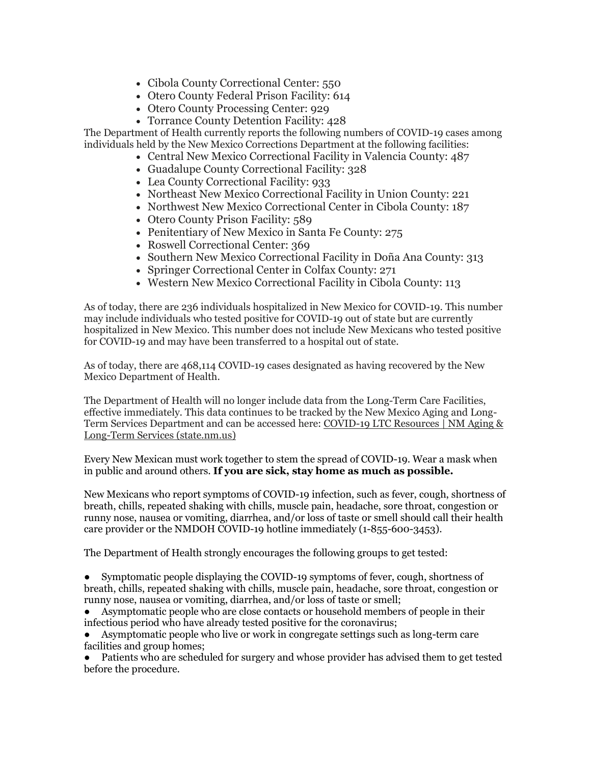- Cibola County Correctional Center: 550
- Otero County Federal Prison Facility: 614
- Otero County Processing Center: 929
- Torrance County Detention Facility: 428

The Department of Health currently reports the following numbers of COVID-19 cases among individuals held by the New Mexico Corrections Department at the following facilities:

- Central New Mexico Correctional Facility in Valencia County: 487
- Guadalupe County Correctional Facility: 328
- Lea County Correctional Facility: 933
- Northeast New Mexico Correctional Facility in Union County: 221
- Northwest New Mexico Correctional Center in Cibola County: 187
- Otero County Prison Facility: 589
- Penitentiary of New Mexico in Santa Fe County: 275
- Roswell Correctional Center: 369
- Southern New Mexico Correctional Facility in Doña Ana County: 313
- Springer Correctional Center in Colfax County: 271
- Western New Mexico Correctional Facility in Cibola County: 113

As of today, there are 236 individuals hospitalized in New Mexico for COVID-19. This number may include individuals who tested positive for COVID-19 out of state but are currently hospitalized in New Mexico. This number does not include New Mexicans who tested positive for COVID-19 and may have been transferred to a hospital out of state.

As of today, there are 468,114 COVID-19 cases designated as having recovered by the New Mexico Department of Health.

The Department of Health will no longer include data from the Long-Term Care Facilities, effective immediately. This data continues to be tracked by the New Mexico Aging and Long-Term Services Department and can be accessed here: COVID-19 LTC Resources | NM Aging & Long-Term Services (state.nm.us)

Every New Mexican must work together to stem the spread of COVID-19. Wear a mask when in public and around others. **If you are sick, stay home as much as possible.**

New Mexicans who report symptoms of COVID-19 infection, such as fever, cough, shortness of breath, chills, repeated shaking with chills, muscle pain, headache, sore throat, congestion or runny nose, nausea or vomiting, diarrhea, and/or loss of taste or smell should call their health care provider or the NMDOH COVID-19 hotline immediately (1-855-600-3453).

The Department of Health strongly encourages the following groups to get tested:

- Symptomatic people displaying the COVID-19 symptoms of fever, cough, shortness of breath, chills, repeated shaking with chills, muscle pain, headache, sore throat, congestion or runny nose, nausea or vomiting, diarrhea, and/or loss of taste or smell;
- Asymptomatic people who are close contacts or household members of people in their infectious period who have already tested positive for the coronavirus;
- Asymptomatic people who live or work in congregate settings such as long-term care facilities and group homes;
- Patients who are scheduled for surgery and whose provider has advised them to get tested before the procedure.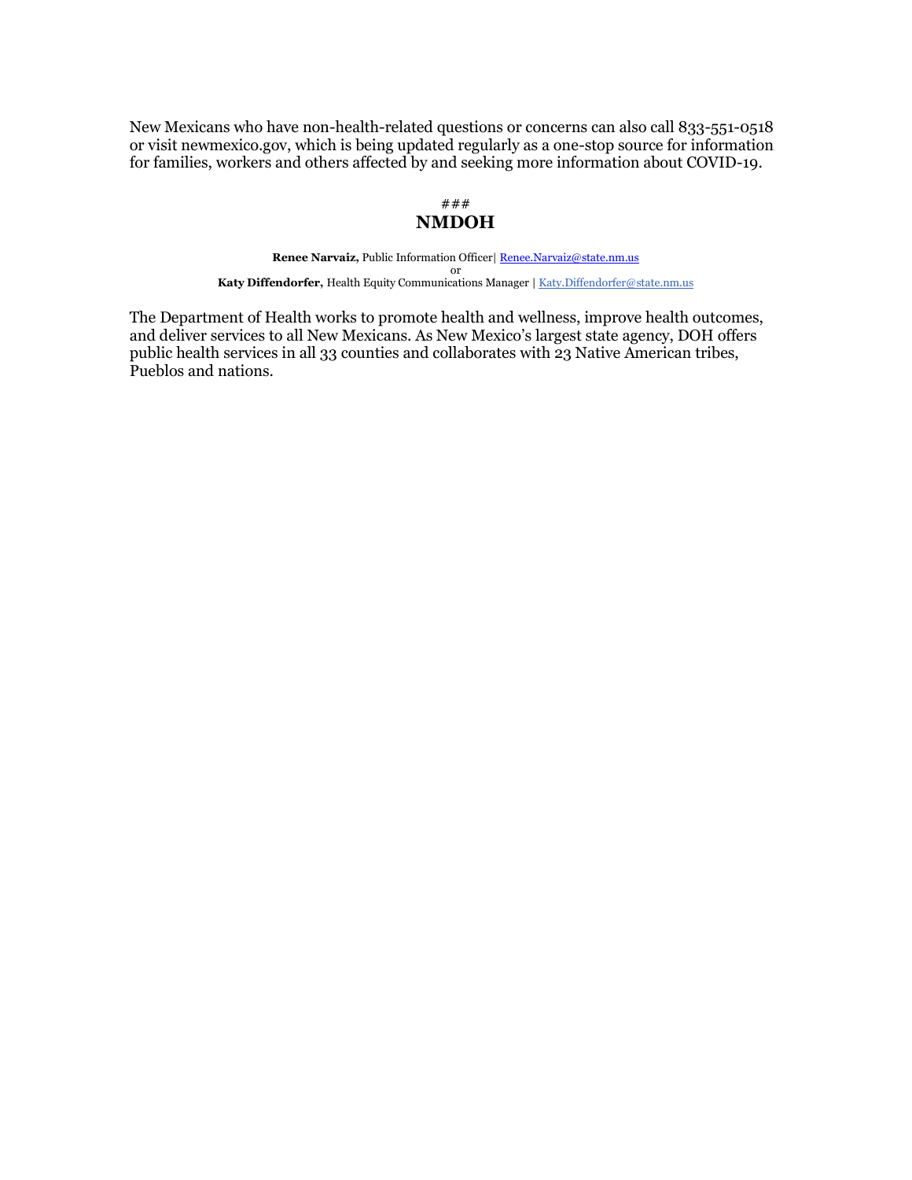New Mexicans who have non-health-related questions or concerns can also call 833-551-0518 or visit newmexico.gov, which is being updated regularly as a one-stop source for information for families, workers and others affected by and seeking more information about COVID-19.

###

**NMDOH**

**Renee Narvaiz,** Public Information Officer| Renee.Narvaiz@state.nm.us
or
**Katy Diffendorfer,** Health Equity Communications Manager | Katy.Diffendorfer@state.nm.us

The Department of Health works to promote health and wellness, improve health outcomes, and deliver services to all New Mexicans. As New Mexico's largest state agency, DOH offers public health services in all 33 counties and collaborates with 23 Native American tribes, Pueblos and nations.